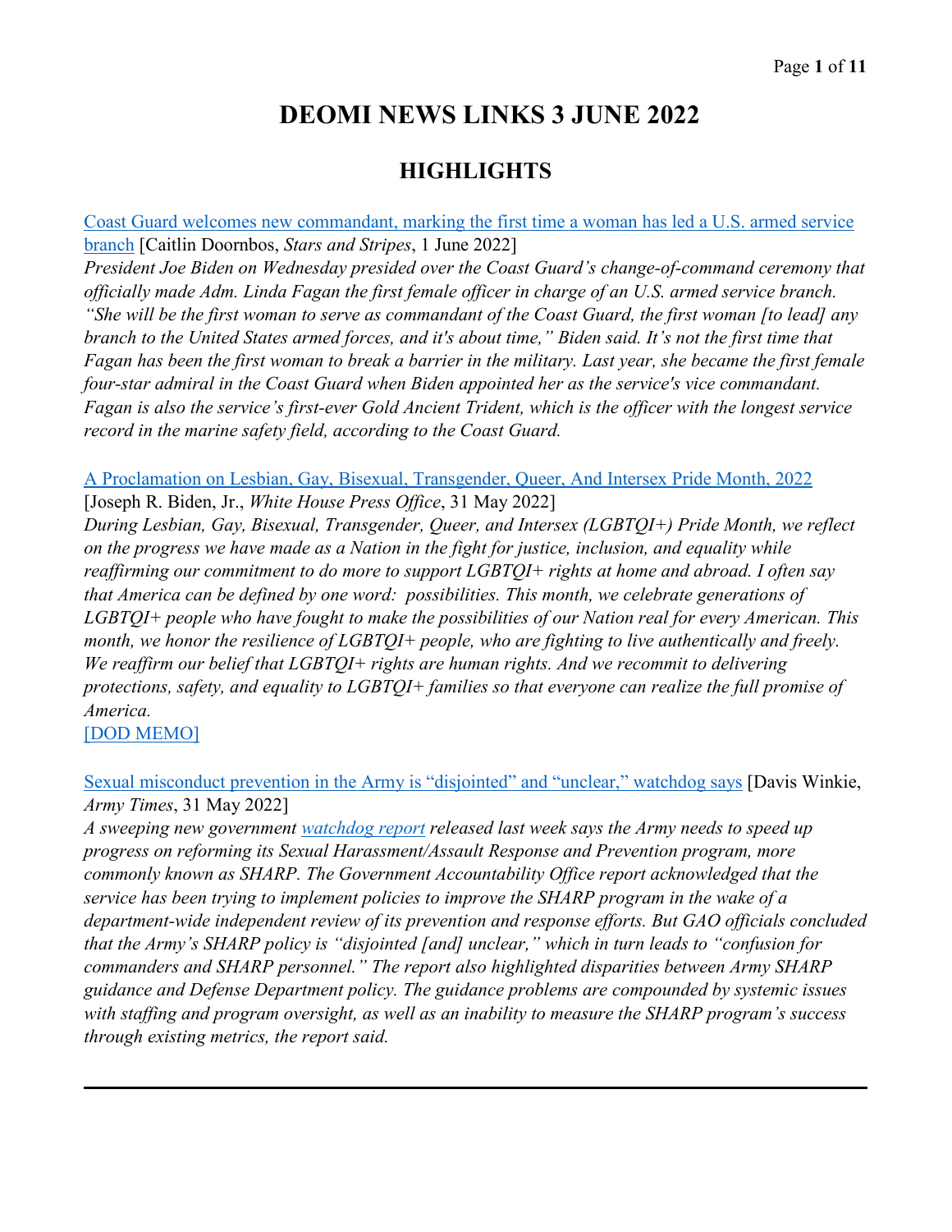# DEOMI NEWS LINKS 3 JUNE 2022

## HIGHLIGHTS

Coast Guard welcomes new commandant, marking the first time a woman has led a U.S. armed service branch [Caitlin Doornbos, *Stars and Stripes*, 1 June 2022]

*President Joe Biden on Wednesday presided over the Coast Guard's change-of-command ceremony that officially made Adm. Linda Fagan the first female officer in charge of an U.S. armed service branch. "She will be the first woman to serve as commandant of the Coast Guard, the first woman [to lead] any branch to the United States armed forces, and it's about time," Biden said. It's not the first time that Fagan has been the first woman to break a barrier in the military. Last year, she became the first female four-star admiral in the Coast Guard when Biden appointed her as the service's vice commandant. Fagan is also the service's first-ever Gold Ancient Trident, which is the officer with the longest service record in the marine safety field, according to the Coast Guard.*

A Proclamation on Lesbian, Gay, Bisexual, Transgender, Queer, And Intersex Pride Month, 2022 [Joseph R. Biden, Jr., *White House Press Office*, 31 May 2022]

*During Lesbian, Gay, Bisexual, Transgender, Queer, and Intersex (LGBTQI+) Pride Month, we reflect on the progress we have made as a Nation in the fight for justice, inclusion, and equality while reaffirming our commitment to do more to support LGBTQI+ rights at home and abroad. I often say that America can be defined by one word: possibilities. This month, we celebrate generations of LGBTQI+ people who have fought to make the possibilities of our Nation real for every American. This month, we honor the resilience of LGBTQI+ people, who are fighting to live authentically and freely. We reaffirm our belief that LGBTQI+ rights are human rights. And we recommit to delivering protections, safety, and equality to LGBTQI+ families so that everyone can realize the full promise of America.*

[DOD MEMO]

Sexual misconduct prevention in the Army is "disjointed" and "unclear," watchdog says [Davis Winkie, *Army Times*, 31 May 2022]

*A sweeping new government watchdog report released last week says the Army needs to speed up progress on reforming its Sexual Harassment/Assault Response and Prevention program, more commonly known as SHARP. The Government Accountability Office report acknowledged that the service has been trying to implement policies to improve the SHARP program in the wake of a department-wide independent review of its prevention and response efforts. But GAO officials concluded that the Army's SHARP policy is "disjointed [and] unclear," which in turn leads to "confusion for commanders and SHARP personnel." The report also highlighted disparities between Army SHARP guidance and Defense Department policy. The guidance problems are compounded by systemic issues with staffing and program oversight, as well as an inability to measure the SHARP program's success through existing metrics, the report said.*

---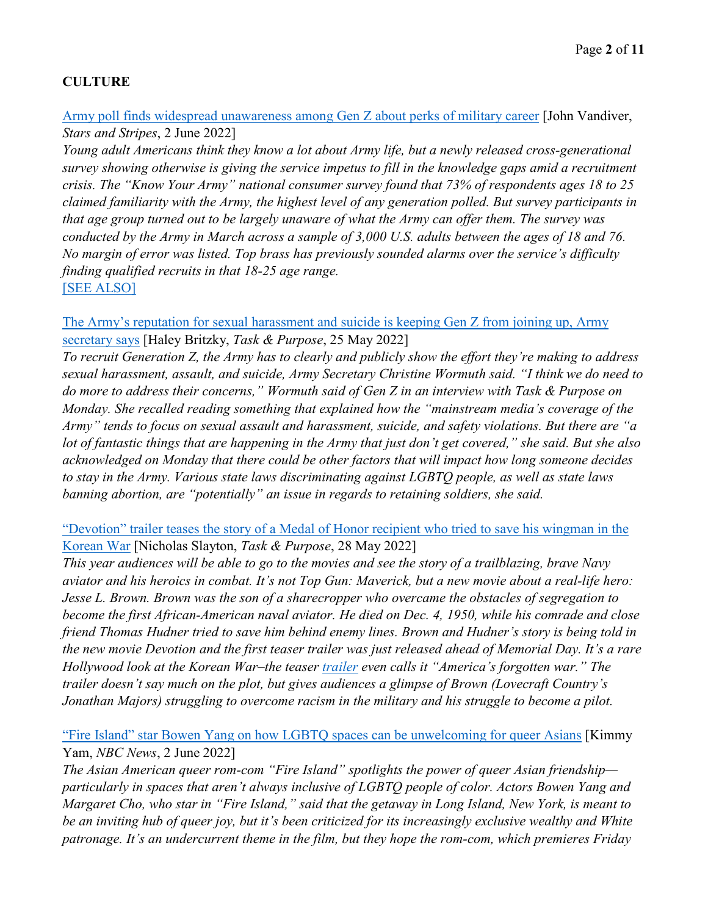**CULTURE**

[Army poll finds widespread unawareness among Gen Z about perks of military career] [John Vandiver, *Stars and Stripes*, 2 June 2022]

*Young adult Americans think they know a lot about Army life, but a newly released cross-generational survey showing otherwise is giving the service impetus to fill in the knowledge gaps amid a recruitment crisis. The "Know Your Army" national consumer survey found that 73% of respondents ages 18 to 25 claimed familiarity with the Army, the highest level of any generation polled. But survey participants in that age group turned out to be largely unaware of what the Army can offer them. The survey was conducted by the Army in March across a sample of 3,000 U.S. adults between the ages of 18 and 76. No margin of error was listed. Top brass has previously sounded alarms over the service's difficulty finding qualified recruits in that 18-25 age range.*

[SEE ALSO]

[The Army's reputation for sexual harassment and suicide is keeping Gen Z from joining up, Army secretary says] [Haley Britzky, *Task & Purpose*, 25 May 2022]

*To recruit Generation Z, the Army has to clearly and publicly show the effort they're making to address sexual harassment, assault, and suicide, Army Secretary Christine Wormuth said. "I think we do need to do more to address their concerns," Wormuth said of Gen Z in an interview with Task & Purpose on Monday. She recalled reading something that explained how the "mainstream media's coverage of the Army" tends to focus on sexual assault and harassment, suicide, and safety violations. But there are "a lot of fantastic things that are happening in the Army that just don't get covered," she said. But she also acknowledged on Monday that there could be other factors that will impact how long someone decides to stay in the Army. Various state laws discriminating against LGBTQ people, as well as state laws banning abortion, are "potentially" an issue in regards to retaining soldiers, she said.*

["Devotion" trailer teases the story of a Medal of Honor recipient who tried to save his wingman in the Korean War] [Nicholas Slayton, *Task & Purpose*, 28 May 2022]

*This year audiences will be able to go to the movies and see the story of a trailblazing, brave Navy aviator and his heroics in combat. It's not Top Gun: Maverick, but a new movie about a real-life hero: Jesse L. Brown. Brown was the son of a sharecropper who overcame the obstacles of segregation to become the first African-American naval aviator. He died on Dec. 4, 1950, while his comrade and close friend Thomas Hudner tried to save him behind enemy lines. Brown and Hudner's story is being told in the new movie Devotion and the first teaser trailer was just released ahead of Memorial Day. It's a rare Hollywood look at the Korean War–the teaser trailer even calls it "America's forgotten war." The trailer doesn't say much on the plot, but gives audiences a glimpse of Brown (Lovecraft Country's Jonathan Majors) struggling to overcome racism in the military and his struggle to become a pilot.*

["Fire Island" star Bowen Yang on how LGBTQ spaces can be unwelcoming for queer Asians] [Kimmy Yam, *NBC News*, 2 June 2022]

*The Asian American queer rom-com "Fire Island" spotlights the power of queer Asian friendship—particularly in spaces that aren't always inclusive of LGBTQ people of color. Actors Bowen Yang and Margaret Cho, who star in "Fire Island," said that the getaway in Long Island, New York, is meant to be an inviting hub of queer joy, but it's been criticized for its increasingly exclusive wealthy and White patronage. It's an undercurrent theme in the film, but they hope the rom-com, which premieres Friday*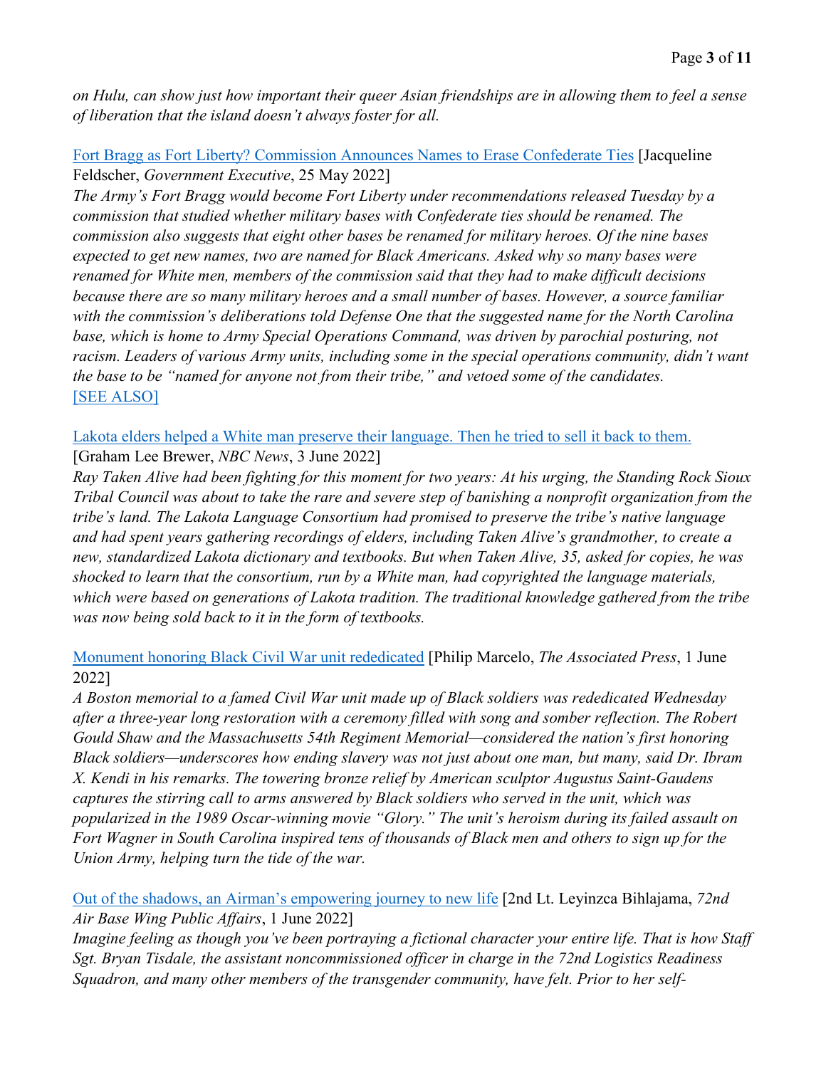*on Hulu, can show just how important their queer Asian friendships are in allowing them to feel a sense of liberation that the island doesn't always foster for all.*

[Fort Bragg as Fort Liberty? Commission Announces Names to Erase Confederate Ties] [Jacqueline Feldscher, *Government Executive*, 25 May 2022]
*The Army's Fort Bragg would become Fort Liberty under recommendations released Tuesday by a commission that studied whether military bases with Confederate ties should be renamed. The commission also suggests that eight other bases be renamed for military heroes. Of the nine bases expected to get new names, two are named for Black Americans. Asked why so many bases were renamed for White men, members of the commission said that they had to make difficult decisions because there are so many military heroes and a small number of bases. However, a source familiar with the commission's deliberations told Defense One that the suggested name for the North Carolina base, which is home to Army Special Operations Command, was driven by parochial posturing, not racism. Leaders of various Army units, including some in the special operations community, didn't want the base to be "named for anyone not from their tribe," and vetoed some of the candidates.*
[SEE ALSO]

[Lakota elders helped a White man preserve their language. Then he tried to sell it back to them.] [Graham Lee Brewer, *NBC News*, 3 June 2022]
*Ray Taken Alive had been fighting for this moment for two years: At his urging, the Standing Rock Sioux Tribal Council was about to take the rare and severe step of banishing a nonprofit organization from the tribe's land. The Lakota Language Consortium had promised to preserve the tribe's native language and had spent years gathering recordings of elders, including Taken Alive's grandmother, to create a new, standardized Lakota dictionary and textbooks. But when Taken Alive, 35, asked for copies, he was shocked to learn that the consortium, run by a White man, had copyrighted the language materials, which were based on generations of Lakota tradition. The traditional knowledge gathered from the tribe was now being sold back to it in the form of textbooks.*

[Monument honoring Black Civil War unit rededicated] [Philip Marcelo, *The Associated Press*, 1 June 2022]
*A Boston memorial to a famed Civil War unit made up of Black soldiers was rededicated Wednesday after a three-year long restoration with a ceremony filled with song and somber reflection. The Robert Gould Shaw and the Massachusetts 54th Regiment Memorial—considered the nation's first honoring Black soldiers—underscores how ending slavery was not just about one man, but many, said Dr. Ibram X. Kendi in his remarks. The towering bronze relief by American sculptor Augustus Saint-Gaudens captures the stirring call to arms answered by Black soldiers who served in the unit, which was popularized in the 1989 Oscar-winning movie "Glory." The unit's heroism during its failed assault on Fort Wagner in South Carolina inspired tens of thousands of Black men and others to sign up for the Union Army, helping turn the tide of the war.*

[Out of the shadows, an Airman's empowering journey to new life] [2nd Lt. Leyinzca Bihlajama, *72nd Air Base Wing Public Affairs*, 1 June 2022]
*Imagine feeling as though you've been portraying a fictional character your entire life. That is how Staff Sgt. Bryan Tisdale, the assistant noncommissioned officer in charge in the 72nd Logistics Readiness Squadron, and many other members of the transgender community, have felt. Prior to her self-*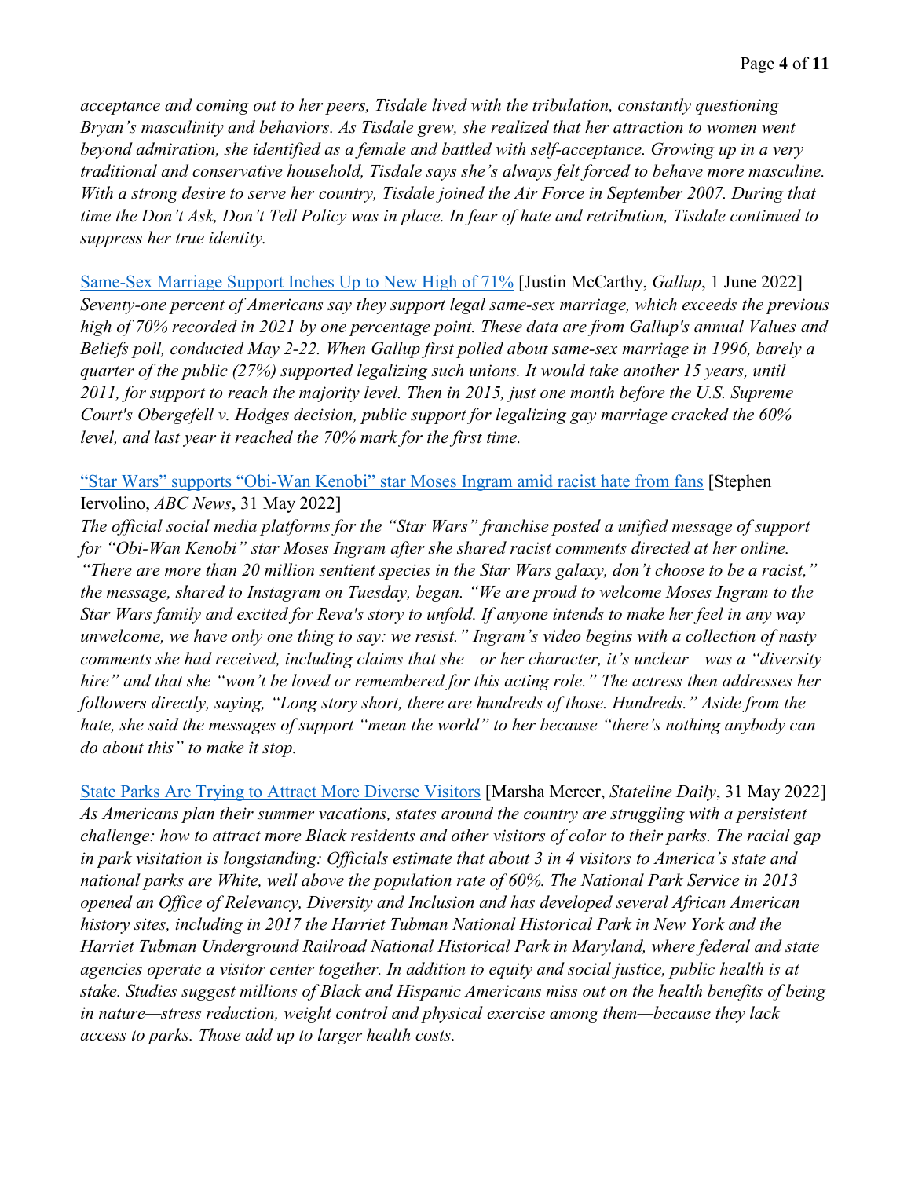*acceptance and coming out to her peers, Tisdale lived with the tribulation, constantly questioning Bryan's masculinity and behaviors. As Tisdale grew, she realized that her attraction to women went beyond admiration, she identified as a female and battled with self-acceptance. Growing up in a very traditional and conservative household, Tisdale says she's always felt forced to behave more masculine. With a strong desire to serve her country, Tisdale joined the Air Force in September 2007. During that time the Don't Ask, Don't Tell Policy was in place. In fear of hate and retribution, Tisdale continued to suppress her true identity.*

Same-Sex Marriage Support Inches Up to New High of 71% [Justin McCarthy, *Gallup*, 1 June 2022]
*Seventy-one percent of Americans say they support legal same-sex marriage, which exceeds the previous high of 70% recorded in 2021 by one percentage point. These data are from Gallup's annual Values and Beliefs poll, conducted May 2-22. When Gallup first polled about same-sex marriage in 1996, barely a quarter of the public (27%) supported legalizing such unions. It would take another 15 years, until 2011, for support to reach the majority level. Then in 2015, just one month before the U.S. Supreme Court's Obergefell v. Hodges decision, public support for legalizing gay marriage cracked the 60% level, and last year it reached the 70% mark for the first time.*

"Star Wars" supports "Obi-Wan Kenobi" star Moses Ingram amid racist hate from fans [Stephen Iervolino, *ABC News*, 31 May 2022]
*The official social media platforms for the "Star Wars" franchise posted a unified message of support for "Obi-Wan Kenobi" star Moses Ingram after she shared racist comments directed at her online. "There are more than 20 million sentient species in the Star Wars galaxy, don't choose to be a racist," the message, shared to Instagram on Tuesday, began. "We are proud to welcome Moses Ingram to the Star Wars family and excited for Reva's story to unfold. If anyone intends to make her feel in any way unwelcome, we have only one thing to say: we resist." Ingram's video begins with a collection of nasty comments she had received, including claims that she—or her character, it's unclear—was a "diversity hire" and that she "won't be loved or remembered for this acting role." The actress then addresses her followers directly, saying, "Long story short, there are hundreds of those. Hundreds." Aside from the hate, she said the messages of support "mean the world" to her because "there's nothing anybody can do about this" to make it stop.*

State Parks Are Trying to Attract More Diverse Visitors [Marsha Mercer, *Stateline Daily*, 31 May 2022]
*As Americans plan their summer vacations, states around the country are struggling with a persistent challenge: how to attract more Black residents and other visitors of color to their parks. The racial gap in park visitation is longstanding: Officials estimate that about 3 in 4 visitors to America's state and national parks are White, well above the population rate of 60%. The National Park Service in 2013 opened an Office of Relevancy, Diversity and Inclusion and has developed several African American history sites, including in 2017 the Harriet Tubman National Historical Park in New York and the Harriet Tubman Underground Railroad National Historical Park in Maryland, where federal and state agencies operate a visitor center together. In addition to equity and social justice, public health is at stake. Studies suggest millions of Black and Hispanic Americans miss out on the health benefits of being in nature—stress reduction, weight control and physical exercise among them—because they lack access to parks. Those add up to larger health costs.*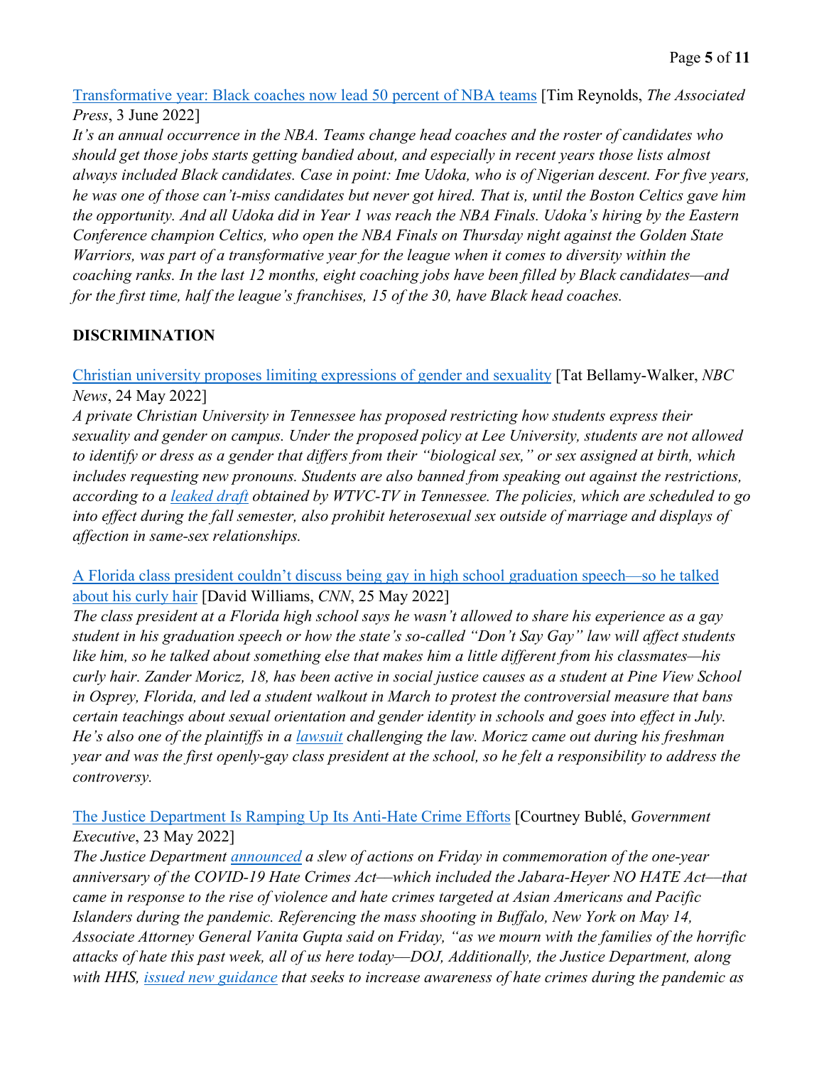Transformative year: Black coaches now lead 50 percent of NBA teams [Tim Reynolds, *The Associated Press*, 3 June 2022]

*It's an annual occurrence in the NBA. Teams change head coaches and the roster of candidates who should get those jobs starts getting bandied about, and especially in recent years those lists almost always included Black candidates. Case in point: Ime Udoka, who is of Nigerian descent. For five years, he was one of those can't-miss candidates but never got hired. That is, until the Boston Celtics gave him the opportunity. And all Udoka did in Year 1 was reach the NBA Finals. Udoka's hiring by the Eastern Conference champion Celtics, who open the NBA Finals on Thursday night against the Golden State Warriors, was part of a transformative year for the league when it comes to diversity within the coaching ranks. In the last 12 months, eight coaching jobs have been filled by Black candidates—and for the first time, half the league's franchises, 15 of the 30, have Black head coaches.*

## DISCRIMINATION

Christian university proposes limiting expressions of gender and sexuality [Tat Bellamy-Walker, *NBC News*, 24 May 2022]

*A private Christian University in Tennessee has proposed restricting how students express their sexuality and gender on campus. Under the proposed policy at Lee University, students are not allowed to identify or dress as a gender that differs from their "biological sex," or sex assigned at birth, which includes requesting new pronouns. Students are also banned from speaking out against the restrictions, according to a leaked draft obtained by WTVC-TV in Tennessee. The policies, which are scheduled to go into effect during the fall semester, also prohibit heterosexual sex outside of marriage and displays of affection in same-sex relationships.*

A Florida class president couldn't discuss being gay in high school graduation speech—so he talked about his curly hair [David Williams, *CNN*, 25 May 2022]

*The class president at a Florida high school says he wasn't allowed to share his experience as a gay student in his graduation speech or how the state's so-called "Don't Say Gay" law will affect students like him, so he talked about something else that makes him a little different from his classmates—his curly hair. Zander Moricz, 18, has been active in social justice causes as a student at Pine View School in Osprey, Florida, and led a student walkout in March to protest the controversial measure that bans certain teachings about sexual orientation and gender identity in schools and goes into effect in July. He's also one of the plaintiffs in a lawsuit challenging the law. Moricz came out during his freshman year and was the first openly-gay class president at the school, so he felt a responsibility to address the controversy.*

The Justice Department Is Ramping Up Its Anti-Hate Crime Efforts [Courtney Bublé, *Government Executive*, 23 May 2022]

*The Justice Department announced a slew of actions on Friday in commemoration of the one-year anniversary of the COVID-19 Hate Crimes Act—which included the Jabara-Heyer NO HATE Act—that came in response to the rise of violence and hate crimes targeted at Asian Americans and Pacific Islanders during the pandemic. Referencing the mass shooting in Buffalo, New York on May 14, Associate Attorney General Vanita Gupta said on Friday, "as we mourn with the families of the horrific attacks of hate this past week, all of us here today—DOJ, Additionally, the Justice Department, along with HHS, issued new guidance that seeks to increase awareness of hate crimes during the pandemic as*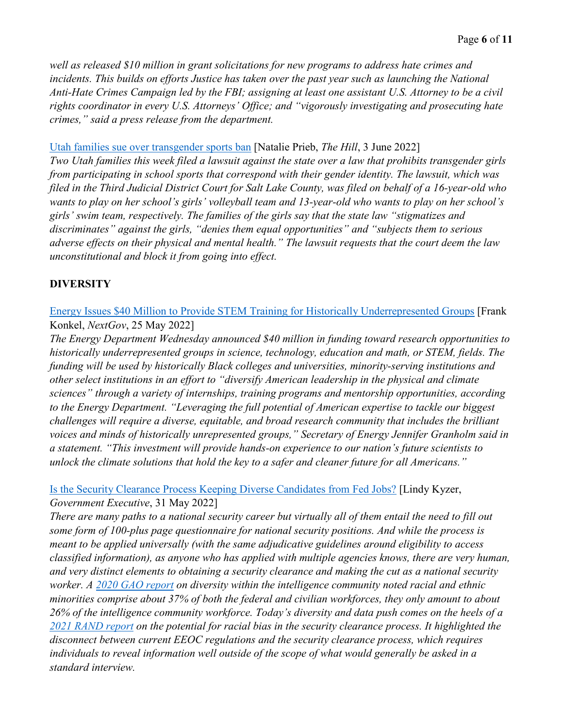*well as released $10 million in grant solicitations for new programs to address hate crimes and incidents. This builds on efforts Justice has taken over the past year such as launching the National Anti-Hate Crimes Campaign led by the FBI; assigning at least one assistant U.S. Attorney to be a civil rights coordinator in every U.S. Attorneys' Office; and "vigorously investigating and prosecuting hate crimes," said a press release from the department.*

Utah families sue over transgender sports ban [Natalie Prieb, *The Hill*, 3 June 2022]
*Two Utah families this week filed a lawsuit against the state over a law that prohibits transgender girls from participating in school sports that correspond with their gender identity. The lawsuit, which was filed in the Third Judicial District Court for Salt Lake County, was filed on behalf of a 16-year-old who wants to play on her school's girls' volleyball team and 13-year-old who wants to play on her school's girls' swim team, respectively. The families of the girls say that the state law "stigmatizes and discriminates" against the girls, "denies them equal opportunities" and "subjects them to serious adverse effects on their physical and mental health." The lawsuit requests that the court deem the law unconstitutional and block it from going into effect.*

**DIVERSITY**

Energy Issues $40 Million to Provide STEM Training for Historically Underrepresented Groups [Frank Konkel, *NextGov*, 25 May 2022]
*The Energy Department Wednesday announced $40 million in funding toward research opportunities to historically underrepresented groups in science, technology, education and math, or STEM, fields. The funding will be used by historically Black colleges and universities, minority-serving institutions and other select institutions in an effort to "diversify American leadership in the physical and climate sciences" through a variety of internships, training programs and mentorship opportunities, according to the Energy Department. "Leveraging the full potential of American expertise to tackle our biggest challenges will require a diverse, equitable, and broad research community that includes the brilliant voices and minds of historically unrepresented groups," Secretary of Energy Jennifer Granholm said in a statement. "This investment will provide hands-on experience to our nation's future scientists to unlock the climate solutions that hold the key to a safer and cleaner future for all Americans."*

Is the Security Clearance Process Keeping Diverse Candidates from Fed Jobs? [Lindy Kyzer, *Government Executive*, 31 May 2022]
*There are many paths to a national security career but virtually all of them entail the need to fill out some form of 100-plus page questionnaire for national security positions. And while the process is meant to be applied universally (with the same adjudicative guidelines around eligibility to access classified information), as anyone who has applied with multiple agencies knows, there are very human, and very distinct elements to obtaining a security clearance and making the cut as a national security worker. A 2020 GAO report on diversity within the intelligence community noted racial and ethnic minorities comprise about 37% of both the federal and civilian workforces, they only amount to about 26% of the intelligence community workforce. Today's diversity and data push comes on the heels of a 2021 RAND report on the potential for racial bias in the security clearance process. It highlighted the disconnect between current EEOC regulations and the security clearance process, which requires individuals to reveal information well outside of the scope of what would generally be asked in a standard interview.*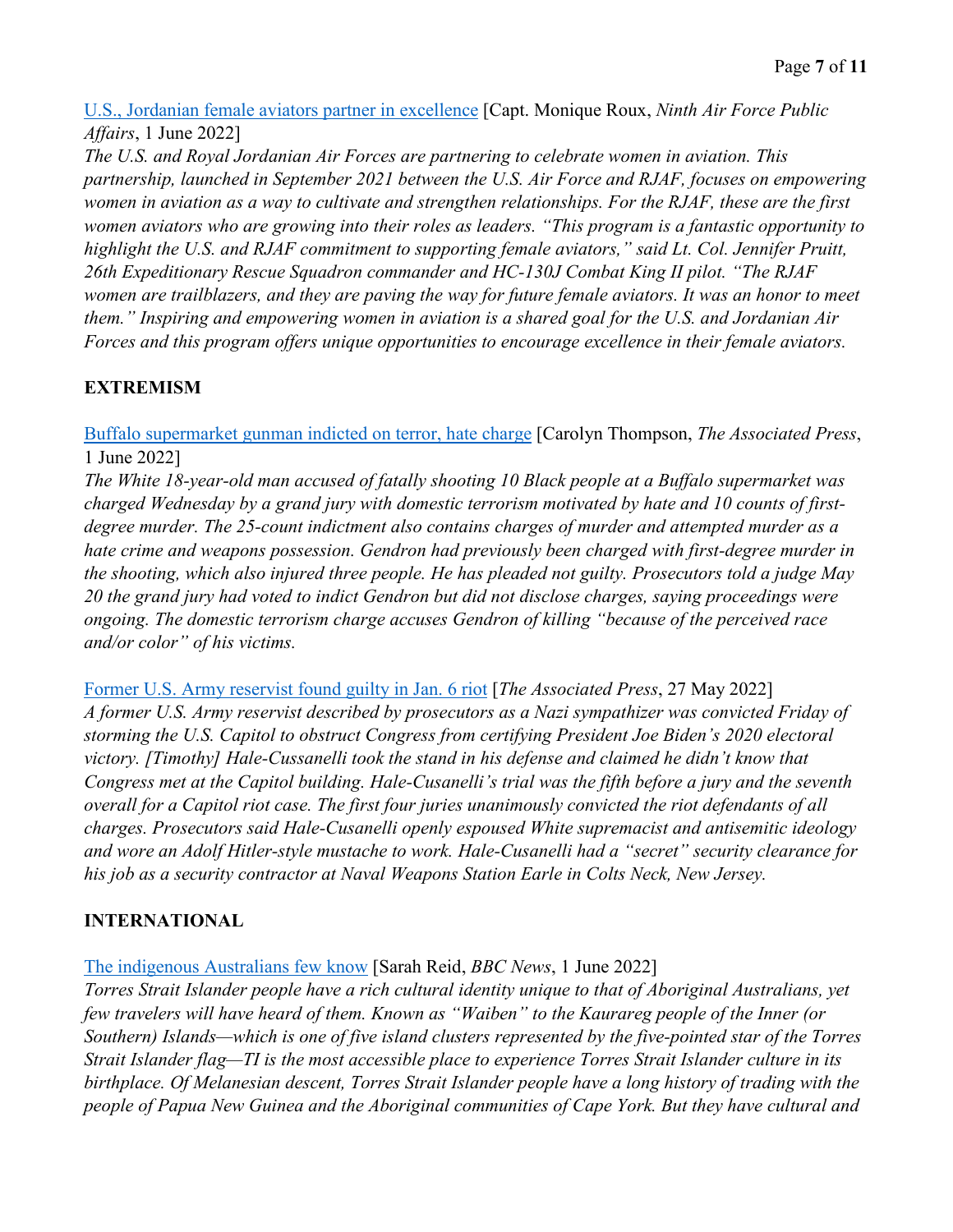[U.S., Jordanian female aviators partner in excellence](#) [Capt. Monique Roux, *Ninth Air Force Public Affairs*, 1 June 2022]

*The U.S. and Royal Jordanian Air Forces are partnering to celebrate women in aviation. This partnership, launched in September 2021 between the U.S. Air Force and RJAF, focuses on empowering women in aviation as a way to cultivate and strengthen relationships. For the RJAF, these are the first women aviators who are growing into their roles as leaders. "This program is a fantastic opportunity to highlight the U.S. and RJAF commitment to supporting female aviators," said Lt. Col. Jennifer Pruitt, 26th Expeditionary Rescue Squadron commander and HC-130J Combat King II pilot. "The RJAF women are trailblazers, and they are paving the way for future female aviators. It was an honor to meet them." Inspiring and empowering women in aviation is a shared goal for the U.S. and Jordanian Air Forces and this program offers unique opportunities to encourage excellence in their female aviators.*

## EXTREMISM

[Buffalo supermarket gunman indicted on terror, hate charge](#) [Carolyn Thompson, *The Associated Press*, 1 June 2022]

*The White 18-year-old man accused of fatally shooting 10 Black people at a Buffalo supermarket was charged Wednesday by a grand jury with domestic terrorism motivated by hate and 10 counts of first-degree murder. The 25-count indictment also contains charges of murder and attempted murder as a hate crime and weapons possession. Gendron had previously been charged with first-degree murder in the shooting, which also injured three people. He has pleaded not guilty. Prosecutors told a judge May 20 the grand jury had voted to indict Gendron but did not disclose charges, saying proceedings were ongoing. The domestic terrorism charge accuses Gendron of killing "because of the perceived race and/or color" of his victims.*

[Former U.S. Army reservist found guilty in Jan. 6 riot](#) [*The Associated Press*, 27 May 2022]

*A former U.S. Army reservist described by prosecutors as a Nazi sympathizer was convicted Friday of storming the U.S. Capitol to obstruct Congress from certifying President Joe Biden's 2020 electoral victory. [Timothy] Hale-Cussanelli took the stand in his defense and claimed he didn't know that Congress met at the Capitol building. Hale-Cusanelli's trial was the fifth before a jury and the seventh overall for a Capitol riot case. The first four juries unanimously convicted the riot defendants of all charges. Prosecutors said Hale-Cusanelli openly espoused White supremacist and antisemitic ideology and wore an Adolf Hitler-style mustache to work. Hale-Cusanelli had a "secret" security clearance for his job as a security contractor at Naval Weapons Station Earle in Colts Neck, New Jersey.*

## INTERNATIONAL

[The indigenous Australians few know](#) [Sarah Reid, *BBC News*, 1 June 2022]

*Torres Strait Islander people have a rich cultural identity unique to that of Aboriginal Australians, yet few travelers will have heard of them. Known as "Waiben" to the Kaurareg people of the Inner (or Southern) Islands—which is one of five island clusters represented by the five-pointed star of the Torres Strait Islander flag—TI is the most accessible place to experience Torres Strait Islander culture in its birthplace. Of Melanesian descent, Torres Strait Islander people have a long history of trading with the people of Papua New Guinea and the Aboriginal communities of Cape York. But they have cultural and*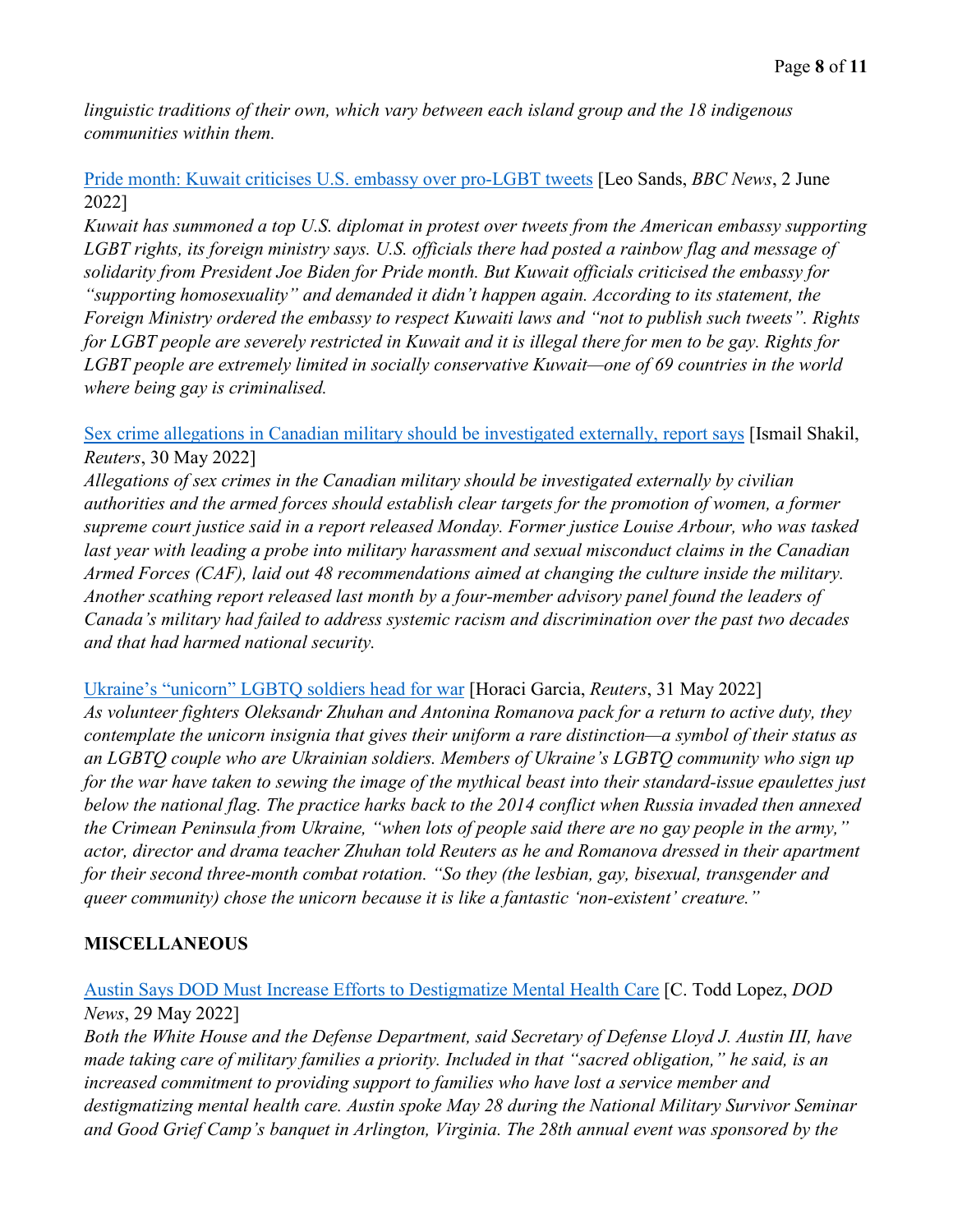*linguistic traditions of their own, which vary between each island group and the 18 indigenous communities within them.*

Pride month: Kuwait criticises U.S. embassy over pro-LGBT tweets [Leo Sands, *BBC News*, 2 June 2022]

*Kuwait has summoned a top U.S. diplomat in protest over tweets from the American embassy supporting LGBT rights, its foreign ministry says. U.S. officials there had posted a rainbow flag and message of solidarity from President Joe Biden for Pride month. But Kuwait officials criticised the embassy for "supporting homosexuality" and demanded it didn't happen again. According to its statement, the Foreign Ministry ordered the embassy to respect Kuwaiti laws and "not to publish such tweets". Rights for LGBT people are severely restricted in Kuwait and it is illegal there for men to be gay. Rights for LGBT people are extremely limited in socially conservative Kuwait—one of 69 countries in the world where being gay is criminalised.*

Sex crime allegations in Canadian military should be investigated externally, report says [Ismail Shakil, *Reuters*, 30 May 2022]

*Allegations of sex crimes in the Canadian military should be investigated externally by civilian authorities and the armed forces should establish clear targets for the promotion of women, a former supreme court justice said in a report released Monday. Former justice Louise Arbour, who was tasked last year with leading a probe into military harassment and sexual misconduct claims in the Canadian Armed Forces (CAF), laid out 48 recommendations aimed at changing the culture inside the military. Another scathing report released last month by a four-member advisory panel found the leaders of Canada's military had failed to address systemic racism and discrimination over the past two decades and that had harmed national security.*

Ukraine's "unicorn" LGBTQ soldiers head for war [Horaci Garcia, *Reuters*, 31 May 2022]

*As volunteer fighters Oleksandr Zhuhan and Antonina Romanova pack for a return to active duty, they contemplate the unicorn insignia that gives their uniform a rare distinction—a symbol of their status as an LGBTQ couple who are Ukrainian soldiers. Members of Ukraine's LGBTQ community who sign up for the war have taken to sewing the image of the mythical beast into their standard-issue epaulettes just below the national flag. The practice harks back to the 2014 conflict when Russia invaded then annexed the Crimean Peninsula from Ukraine, "when lots of people said there are no gay people in the army," actor, director and drama teacher Zhuhan told Reuters as he and Romanova dressed in their apartment for their second three-month combat rotation. "So they (the lesbian, gay, bisexual, transgender and queer community) chose the unicorn because it is like a fantastic 'non-existent' creature."*

## MISCELLANEOUS

Austin Says DOD Must Increase Efforts to Destigmatize Mental Health Care [C. Todd Lopez, *DOD News*, 29 May 2022]

*Both the White House and the Defense Department, said Secretary of Defense Lloyd J. Austin III, have made taking care of military families a priority. Included in that "sacred obligation," he said, is an increased commitment to providing support to families who have lost a service member and destigmatizing mental health care. Austin spoke May 28 during the National Military Survivor Seminar and Good Grief Camp's banquet in Arlington, Virginia. The 28th annual event was sponsored by the*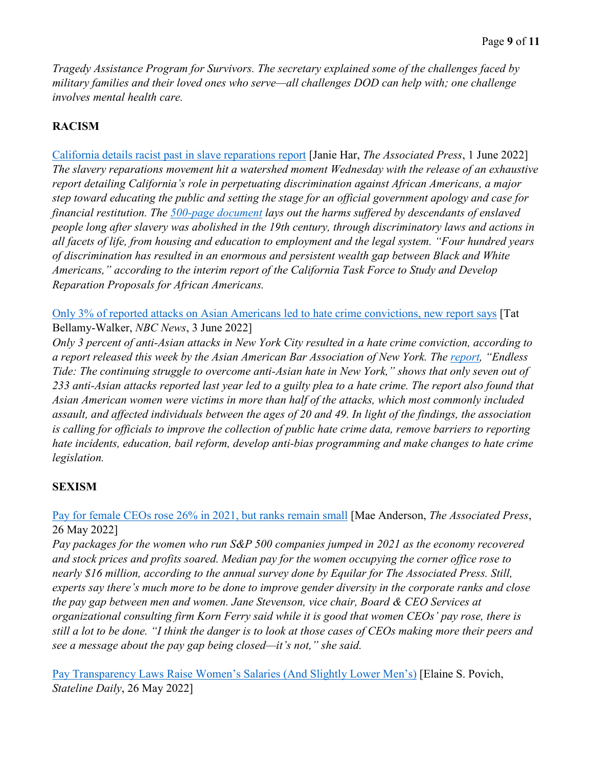*Tragedy Assistance Program for Survivors. The secretary explained some of the challenges faced by military families and their loved ones who serve—all challenges DOD can help with; one challenge involves mental health care.*

## RACISM

California details racist past in slave reparations report [Janie Har, *The Associated Press*, 1 June 2022]
*The slavery reparations movement hit a watershed moment Wednesday with the release of an exhaustive report detailing California's role in perpetuating discrimination against African Americans, a major step toward educating the public and setting the stage for an official government apology and case for financial restitution. The 500-page document lays out the harms suffered by descendants of enslaved people long after slavery was abolished in the 19th century, through discriminatory laws and actions in all facets of life, from housing and education to employment and the legal system. "Four hundred years of discrimination has resulted in an enormous and persistent wealth gap between Black and White Americans," according to the interim report of the California Task Force to Study and Develop Reparation Proposals for African Americans.*

Only 3% of reported attacks on Asian Americans led to hate crime convictions, new report says [Tat Bellamy-Walker, *NBC News*, 3 June 2022]
*Only 3 percent of anti-Asian attacks in New York City resulted in a hate crime conviction, according to a report released this week by the Asian American Bar Association of New York. The report, "Endless Tide: The continuing struggle to overcome anti-Asian hate in New York," shows that only seven out of 233 anti-Asian attacks reported last year led to a guilty plea to a hate crime. The report also found that Asian American women were victims in more than half of the attacks, which most commonly included assault, and affected individuals between the ages of 20 and 49. In light of the findings, the association is calling for officials to improve the collection of public hate crime data, remove barriers to reporting hate incidents, education, bail reform, develop anti-bias programming and make changes to hate crime legislation.*

## SEXISM

Pay for female CEOs rose 26% in 2021, but ranks remain small [Mae Anderson, *The Associated Press*, 26 May 2022]
*Pay packages for the women who run S&P 500 companies jumped in 2021 as the economy recovered and stock prices and profits soared. Median pay for the women occupying the corner office rose to nearly $16 million, according to the annual survey done by Equilar for The Associated Press. Still, experts say there's much more to be done to improve gender diversity in the corporate ranks and close the pay gap between men and women. Jane Stevenson, vice chair, Board & CEO Services at organizational consulting firm Korn Ferry said while it is good that women CEOs' pay rose, there is still a lot to be done. "I think the danger is to look at those cases of CEOs making more their peers and see a message about the pay gap being closed—it's not," she said.*

Pay Transparency Laws Raise Women's Salaries (And Slightly Lower Men's) [Elaine S. Povich, *Stateline Daily*, 26 May 2022]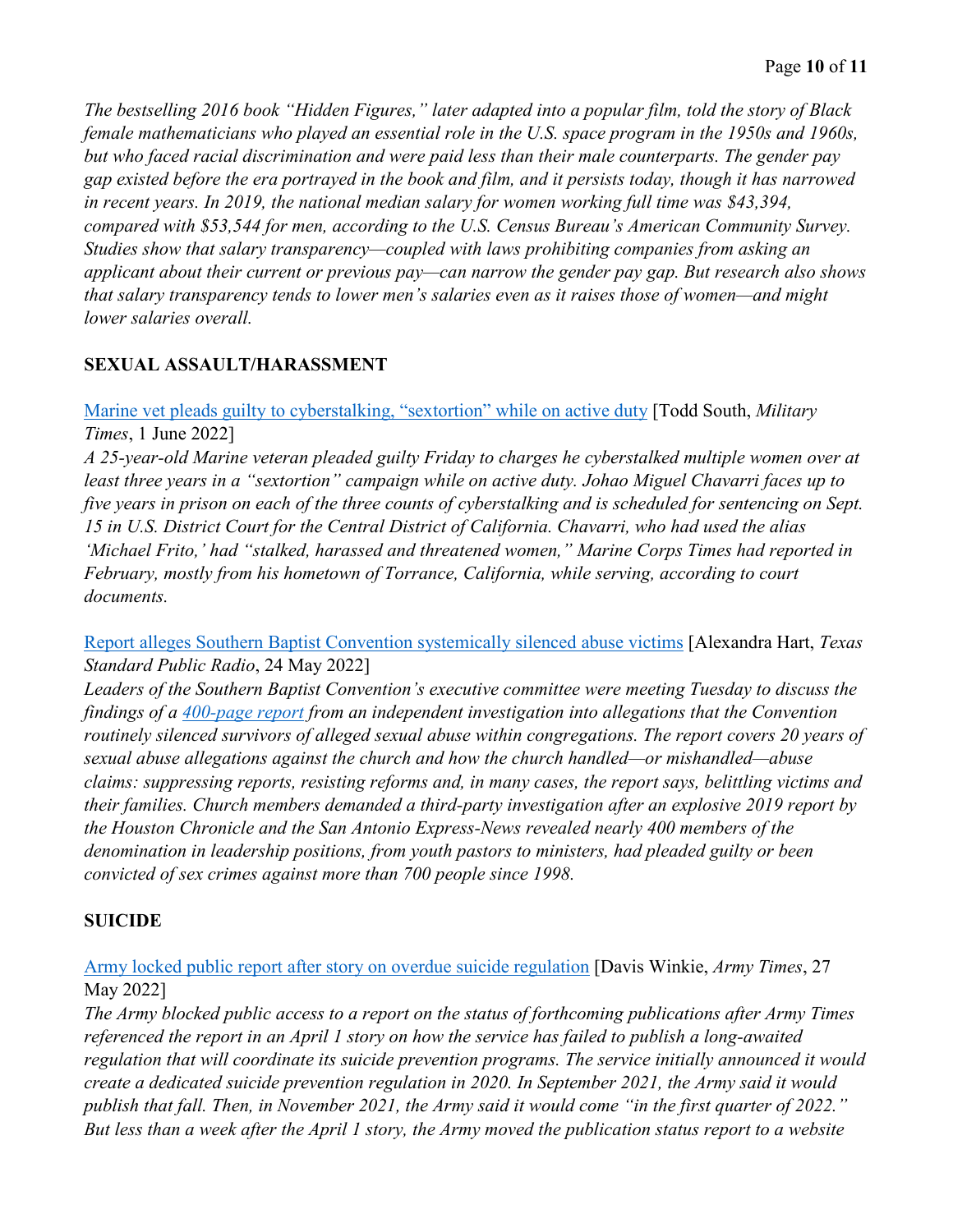*The bestselling 2016 book "Hidden Figures," later adapted into a popular film, told the story of Black female mathematicians who played an essential role in the U.S. space program in the 1950s and 1960s, but who faced racial discrimination and were paid less than their male counterparts. The gender pay gap existed before the era portrayed in the book and film, and it persists today, though it has narrowed in recent years. In 2019, the national median salary for women working full time was $43,394, compared with $53,544 for men, according to the U.S. Census Bureau's American Community Survey. Studies show that salary transparency—coupled with laws prohibiting companies from asking an applicant about their current or previous pay—can narrow the gender pay gap. But research also shows that salary transparency tends to lower men's salaries even as it raises those of women—and might lower salaries overall.*

## SEXUAL ASSAULT/HARASSMENT

Marine vet pleads guilty to cyberstalking, "sextortion" while on active duty [Todd South, *Military Times*, 1 June 2022]

*A 25-year-old Marine veteran pleaded guilty Friday to charges he cyberstalked multiple women over at least three years in a "sextortion" campaign while on active duty. Johao Miguel Chavarri faces up to five years in prison on each of the three counts of cyberstalking and is scheduled for sentencing on Sept. 15 in U.S. District Court for the Central District of California. Chavarri, who had used the alias 'Michael Frito,' had "stalked, harassed and threatened women," Marine Corps Times had reported in February, mostly from his hometown of Torrance, California, while serving, according to court documents.*

Report alleges Southern Baptist Convention systemically silenced abuse victims [Alexandra Hart, *Texas Standard Public Radio*, 24 May 2022]

*Leaders of the Southern Baptist Convention's executive committee were meeting Tuesday to discuss the findings of a 400-page report from an independent investigation into allegations that the Convention routinely silenced survivors of alleged sexual abuse within congregations. The report covers 20 years of sexual abuse allegations against the church and how the church handled—or mishandled—abuse claims: suppressing reports, resisting reforms and, in many cases, the report says, belittling victims and their families. Church members demanded a third-party investigation after an explosive 2019 report by the Houston Chronicle and the San Antonio Express-News revealed nearly 400 members of the denomination in leadership positions, from youth pastors to ministers, had pleaded guilty or been convicted of sex crimes against more than 700 people since 1998.*

## SUICIDE

Army locked public report after story on overdue suicide regulation [Davis Winkie, *Army Times*, 27 May 2022]

*The Army blocked public access to a report on the status of forthcoming publications after Army Times referenced the report in an April 1 story on how the service has failed to publish a long-awaited regulation that will coordinate its suicide prevention programs. The service initially announced it would create a dedicated suicide prevention regulation in 2020. In September 2021, the Army said it would publish that fall. Then, in November 2021, the Army said it would come "in the first quarter of 2022." But less than a week after the April 1 story, the Army moved the publication status report to a website*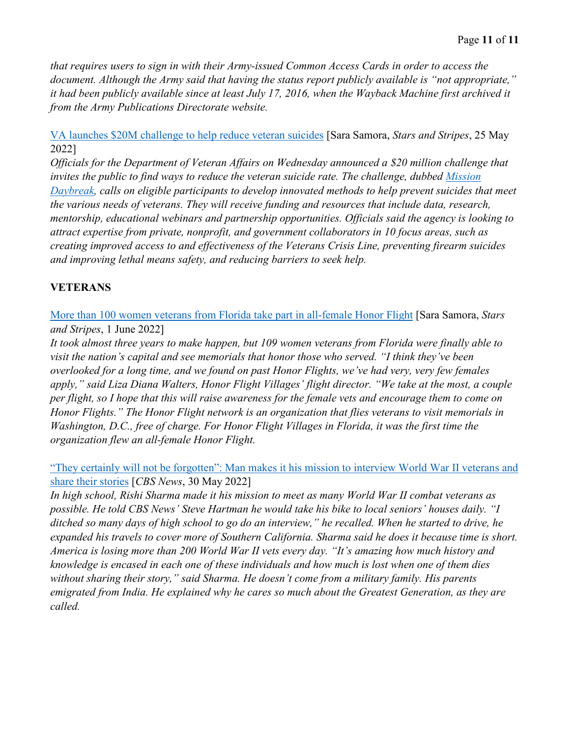*that requires users to sign in with their Army-issued Common Access Cards in order to access the document. Although the Army said that having the status report publicly available is "not appropriate," it had been publicly available since at least July 17, 2016, when the Wayback Machine first archived it from the Army Publications Directorate website.*

VA launches $20M challenge to help reduce veteran suicides [Sara Samora, *Stars and Stripes*, 25 May 2022]
*Officials for the Department of Veteran Affairs on Wednesday announced a $20 million challenge that invites the public to find ways to reduce the veteran suicide rate. The challenge, dubbed Mission Daybreak, calls on eligible participants to develop innovated methods to help prevent suicides that meet the various needs of veterans. They will receive funding and resources that include data, research, mentorship, educational webinars and partnership opportunities. Officials said the agency is looking to attract expertise from private, nonprofit, and government collaborators in 10 focus areas, such as creating improved access to and effectiveness of the Veterans Crisis Line, preventing firearm suicides and improving lethal means safety, and reducing barriers to seek help.*

**VETERANS**

More than 100 women veterans from Florida take part in all-female Honor Flight [Sara Samora, *Stars and Stripes*, 1 June 2022]
*It took almost three years to make happen, but 109 women veterans from Florida were finally able to visit the nation's capital and see memorials that honor those who served. "I think they've been overlooked for a long time, and we found on past Honor Flights, we've had very, very few females apply," said Liza Diana Walters, Honor Flight Villages' flight director. "We take at the most, a couple per flight, so I hope that this will raise awareness for the female vets and encourage them to come on Honor Flights." The Honor Flight network is an organization that flies veterans to visit memorials in Washington, D.C., free of charge. For Honor Flight Villages in Florida, it was the first time the organization flew an all-female Honor Flight.*

"They certainly will not be forgotten": Man makes it his mission to interview World War II veterans and share their stories [*CBS News*, 30 May 2022]
*In high school, Rishi Sharma made it his mission to meet as many World War II combat veterans as possible. He told CBS News' Steve Hartman he would take his bike to local seniors' houses daily. "I ditched so many days of high school to go do an interview," he recalled. When he started to drive, he expanded his travels to cover more of Southern California. Sharma said he does it because time is short. America is losing more than 200 World War II vets every day. "It's amazing how much history and knowledge is encased in each one of these individuals and how much is lost when one of them dies without sharing their story," said Sharma. He doesn't come from a military family. His parents emigrated from India. He explained why he cares so much about the Greatest Generation, as they are called.*